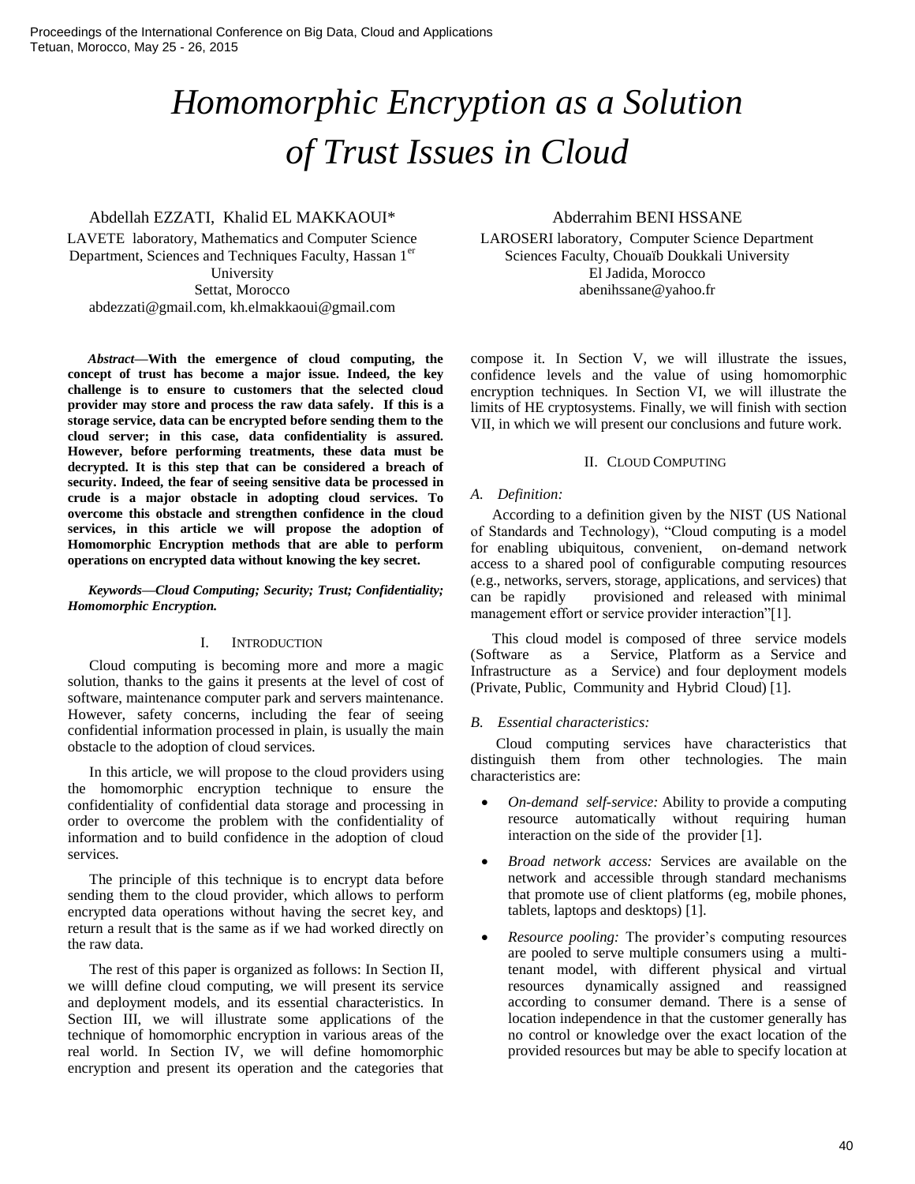# Homomorphic Encryption as a Solution of Trust Issues in Cloud

Abdellah EZZATI, Khalid EL MAKKAOUI*

LAVETE laboratory, Mathematics and Computer Science Department, Sciences and Techniques Faculty, Hassan 1er University

Settat, Morocco

abdezzati@gmail.com, kh.elmakkaoui@gmail.com

Abderrahim BENI HSSANE

LAROSERI laboratory, Computer Science Department

Sciences Faculty, Chouaïb Doukkali University

El Jadida, Morocco

abenihssane@yahoo.fr

***Abstract*—With the emergence of cloud computing, the concept of trust has become a major issue. Indeed, the key challenge is to ensure to customers that the selected cloud provider may store and process the raw data safely. If this is a storage service, data can be encrypted before sending them to the cloud server; in this case, data confidentiality is assured. However, before performing treatments, these data must be decrypted. It is this step that can be considered a breach of security. Indeed, the fear of seeing sensitive data be processed in crude is a major obstacle in adopting cloud services. To overcome this obstacle and strengthen confidence in the cloud services, in this article we will propose the adoption of Homomorphic Encryption methods that are able to perform operations on encrypted data without knowing the key secret.**

***Keywords—Cloud Computing; Security; Trust; Confidentiality; Homomorphic Encryption.***

## I. Introduction

Cloud computing is becoming more and more a magic solution, thanks to the gains it presents at the level of cost of software, maintenance computer park and servers maintenance. However, safety concerns, including the fear of seeing confidential information processed in plain, is usually the main obstacle to the adoption of cloud services.

In this article, we will propose to the cloud providers using the homomorphic encryption technique to ensure the confidentiality of confidential data storage and processing in order to overcome the problem with the confidentiality of information and to build confidence in the adoption of cloud services.

The principle of this technique is to encrypt data before sending them to the cloud provider, which allows to perform encrypted data operations without having the secret key, and return a result that is the same as if we had worked directly on the raw data.

The rest of this paper is organized as follows: In Section II, we willl define cloud computing, we will present its service and deployment models, and its essential characteristics. In Section III, we will illustrate some applications of the technique of homomorphic encryption in various areas of the real world. In Section IV, we will define homomorphic encryption and present its operation and the categories that compose it. In Section V, we will illustrate the issues, confidence levels and the value of using homomorphic encryption techniques. In Section VI, we will illustrate the limits of HE cryptosystems. Finally, we will finish with section VII, in which we will present our conclusions and future work.

## II. Cloud Computing

### *A. Definition:*

According to a definition given by the NIST (US National of Standards and Technology), "Cloud computing is a model for enabling ubiquitous, convenient, on-demand network access to a shared pool of configurable computing resources (e.g., networks, servers, storage, applications, and services) that can be rapidly provisioned and released with minimal management effort or service provider interaction"[1].

This cloud model is composed of three service models (Software as a Service, Platform as a Service and Infrastructure as a Service) and four deployment models (Private, Public, Community and Hybrid Cloud) [1].

### *B. Essential characteristics:*

Cloud computing services have characteristics that distinguish them from other technologies. The main characteristics are:

- *On-demand self-service:* Ability to provide a computing resource automatically without requiring human interaction on the side of the provider [1].
- *Broad network access:* Services are available on the network and accessible through standard mechanisms that promote use of client platforms (eg, mobile phones, tablets, laptops and desktops) [1].
- *Resource pooling:* The provider's computing resources are pooled to serve multiple consumers using a multi-tenant model, with different physical and virtual resources dynamically assigned and reassigned according to consumer demand. There is a sense of location independence in that the customer generally has no control or knowledge over the exact location of the provided resources but may be able to specify location at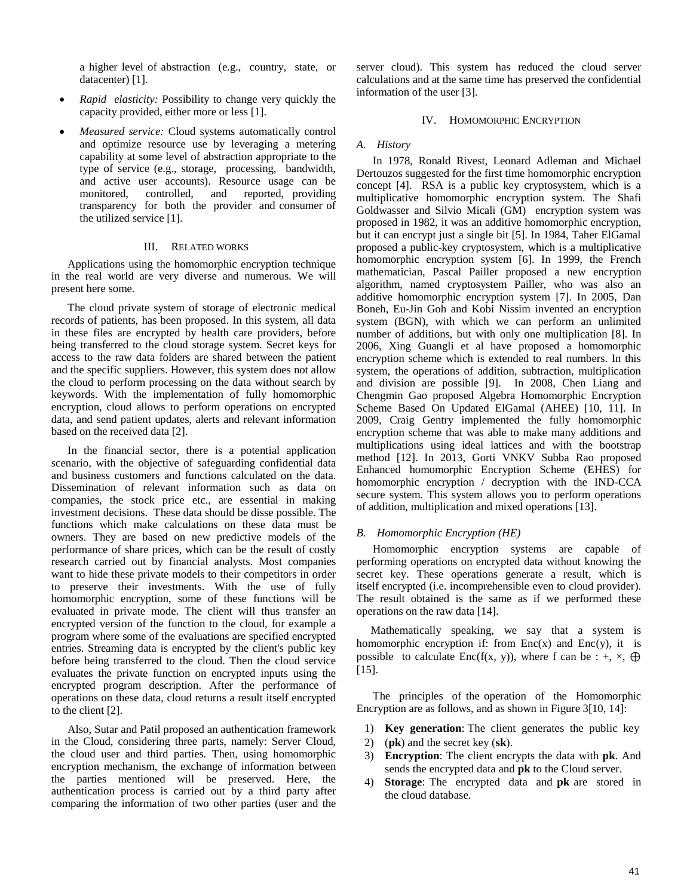a higher level of abstraction (e.g., country, state, or datacenter) [1].

- *Rapid elasticity:* Possibility to change very quickly the capacity provided, either more or less [1].
- *Measured service:* Cloud systems automatically control and optimize resource use by leveraging a metering capability at some level of abstraction appropriate to the type of service (e.g., storage, processing, bandwidth, and active user accounts). Resource usage can be monitored, controlled, and reported, providing transparency for both the provider and consumer of the utilized service [1].

## III. Related works

Applications using the homomorphic encryption technique in the real world are very diverse and numerous. We will present here some.

The cloud private system of storage of electronic medical records of patients, has been proposed. In this system, all data in these files are encrypted by health care providers, before being transferred to the cloud storage system. Secret keys for access to the raw data folders are shared between the patient and the specific suppliers. However, this system does not allow the cloud to perform processing on the data without search by keywords. With the implementation of fully homomorphic encryption, cloud allows to perform operations on encrypted data, and send patient updates, alerts and relevant information based on the received data [2].

In the financial sector, there is a potential application scenario, with the objective of safeguarding confidential data and business customers and functions calculated on the data. Dissemination of relevant information such as data on companies, the stock price etc., are essential in making investment decisions. These data should be disse possible. The functions which make calculations on these data must be owners. They are based on new predictive models of the performance of share prices, which can be the result of costly research carried out by financial analysts. Most companies want to hide these private models to their competitors in order to preserve their investments. With the use of fully homomorphic encryption, some of these functions will be evaluated in private mode. The client will thus transfer an encrypted version of the function to the cloud, for example a program where some of the evaluations are specified encrypted entries. Streaming data is encrypted by the client's public key before being transferred to the cloud. Then the cloud service evaluates the private function on encrypted inputs using the encrypted program description. After the performance of operations on these data, cloud returns a result itself encrypted to the client [2].

Also, Sutar and Patil proposed an authentication framework in the Cloud, considering three parts, namely: Server Cloud, the cloud user and third parties. Then, using homomorphic encryption mechanism, the exchange of information between the parties mentioned will be preserved. Here, the authentication process is carried out by a third party after comparing the information of two other parties (user and the server cloud). This system has reduced the cloud server calculations and at the same time has preserved the confidential information of the user [3].

## IV. Homomorphic Encryption

### A. History

In 1978, Ronald Rivest, Leonard Adleman and Michael Dertouzos suggested for the first time homomorphic encryption concept [4]. RSA is a public key cryptosystem, which is a multiplicative homomorphic encryption system. The Shafi Goldwasser and Silvio Micali (GM) encryption system was proposed in 1982, it was an additive homomorphic encryption, but it can encrypt just a single bit [5]. In 1984, Taher ElGamal proposed a public-key cryptosystem, which is a multiplicative homomorphic encryption system [6]. In 1999, the French mathematician, Pascal Pailler proposed a new encryption algorithm, named cryptosystem Pailler, who was also an additive homomorphic encryption system [7]. In 2005, Dan Boneh, Eu-Jin Goh and Kobi Nissim invented an encryption system (BGN), with which we can perform an unlimited number of additions, but with only one multiplication [8]. In 2006, Xing Guangli et al have proposed a homomorphic encryption scheme which is extended to real numbers. In this system, the operations of addition, subtraction, multiplication and division are possible [9]. In 2008, Chen Liang and Chengmin Gao proposed Algebra Homomorphic Encryption Scheme Based On Updated ElGamal (AHEE) [10, 11]. In 2009, Craig Gentry implemented the fully homomorphic encryption scheme that was able to make many additions and multiplications using ideal lattices and with the bootstrap method [12]. In 2013, Gorti VNKV Subba Rao proposed Enhanced homomorphic Encryption Scheme (EHES) for homomorphic encryption / decryption with the IND-CCA secure system. This system allows you to perform operations of addition, multiplication and mixed operations [13].

### B. Homomorphic Encryption (HE)

Homomorphic encryption systems are capable of performing operations on encrypted data without knowing the secret key. These operations generate a result, which is itself encrypted (i.e. incomprehensible even to cloud provider). The result obtained is the same as if we performed these operations on the raw data [14].

Mathematically speaking, we say that a system is homomorphic encryption if: from Enc(x) and Enc(y), it is possible to calculate Enc(f(x, y)), where f can be : $+$, $\times$, $\oplus$ [15].

The principles of the operation of the Homomorphic Encryption are as follows, and as shown in Figure 3[10, 14]:

1) **Key generation**: The client generates the public key
2) (**pk**) and the secret key (**sk**).
3) **Encryption**: The client encrypts the data with **pk**. And sends the encrypted data and **pk** to the Cloud server.
4) **Storage**: The encrypted data and **pk** are stored in the cloud database.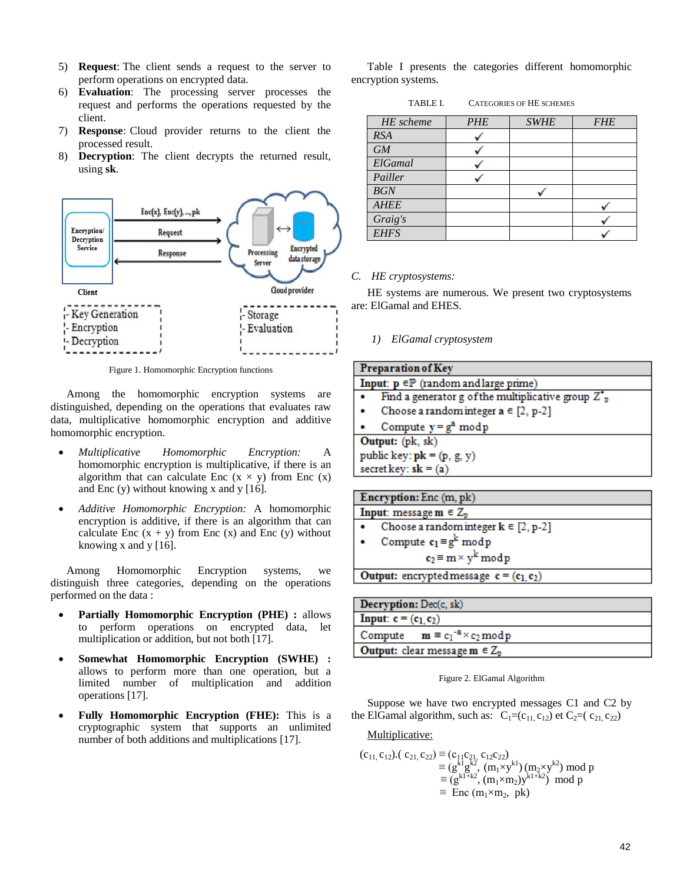5) **Request**: The client sends a request to the server to perform operations on encrypted data.
6) **Evaluation**: The processing server processes the request and performs the operations requested by the client.
7) **Response**: Cloud provider returns to the client the processed result.
8) **Decryption**: The client decrypts the returned result, using **sk**.

Figure 1. Homomorphic Encryption functions

Among the homomorphic encryption systems are distinguished, depending on the operations that evaluates raw data, multiplicative homomorphic encryption and additive homomorphic encryption.

- *Multiplicative Homomorphic Encryption:* A homomorphic encryption is multiplicative, if there is an algorithm that can calculate Enc $(x \times y)$ from Enc (x) and Enc (y) without knowing x and y [16].
- *Additive Homomorphic Encryption:* A homomorphic encryption is additive, if there is an algorithm that can calculate Enc $(x + y)$ from Enc (x) and Enc (y) without knowing x and y [16].

Among Homomorphic Encryption systems, we distinguish three categories, depending on the operations performed on the data :

- **Partially Homomorphic Encryption (PHE) :** allows to perform operations on encrypted data, let multiplication or addition, but not both [17].
- **Somewhat Homomorphic Encryption (SWHE) :** allows to perform more than one operation, but a limited number of multiplication and addition operations [17].
- **Fully Homomorphic Encryption (FHE):** This is a cryptographic system that supports an unlimited number of both additions and multiplications [17].

Table I presents the categories different homomorphic encryption systems.

TABLE I. CATEGORIES OF HE SCHEMES

| *HE scheme* | *PHE* | *SWHE* | *FHE* |
|---|---|---|---|
| *RSA* | ✓ | | |
| *GM* | ✓ | | |
| *ElGamal* | ✓ | | |
| *Pailler* | ✓ | | |
| *BGN* | | ✓ | |
| *AHEE* | | | ✓ |
| *Graig's* | | | ✓ |
| *EHFS* | | | ✓ |

### C. *HE cryptosystems:*

HE systems are numerous. We present two cryptosystems are: ElGamal and EHES.

#### 1) *ElGamal cryptosystem*

| **Preparation of Key** |
|---|
| **Input**: $p \in \mathbb{P}$ (random and large prime) |
| • Find a generator g of the multiplicative group $Z^*_p$ <br> • Choose a random integer $a \in [2, p\text{-}2]$ <br> • Compute $y = g^a \bmod p$ |
| **Output**: (pk, sk) <br> public key: **pk** = (p, g, y) <br> secret key: **sk** = (a) |

| **Encryption**: Enc (m, pk) |
|---|
| **Input**: message $m \in Z_p$ |
| • Choose a random integer $k \in [2, p\text{-}2]$ <br> • Compute $c_1 \equiv g^k \bmod p$ <br> $c_2 \equiv m \times y^k \bmod p$ |
| **Output**: encrypted message $c = (c_1, c_2)$ |

| **Decryption**: Dec(c, sk) |
|---|
| **Input**: $c = (c_1, c_2)$ |
| Compute $m \equiv c_1^{-a} \times c_2 \bmod p$ |
| **Output**: clear message $m \in Z_p$ |

Figure 2. ElGamal Algorithm

Suppose we have two encrypted messages C1 and C2 by the ElGamal algorithm, such as: $C_1=(c_{11}, c_{12})$ et $C_2=(c_{21}, c_{22})$

Multiplicative:

$$
\begin{aligned}
(c_{11}, c_{12}).(c_{21}, c_{22}) &\equiv (c_{11}c_{21},\ c_{12}c_{22}) \\
&\equiv (g^{k1}g^{k2},\ (m_1 \times y^{k1})\,(m_2 \times y^{k2}) \bmod p \\
&\equiv (g^{k1+k2},\ (m_1 \times m_2)y^{k1+k2}) \bmod p \\
&\equiv \text{Enc}\,(m_1 \times m_2,\ pk)
\end{aligned}
$$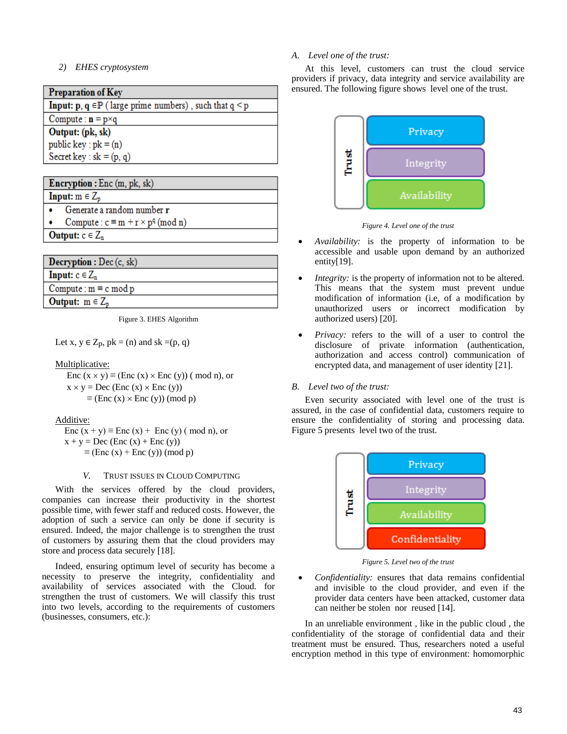### 2) *EHES cryptosystem*

| **Preparation of Key** |
|---|
| **Input: p, q** $\in \mathbb{P}$ (large prime numbers), such that $q < p$ |
| Compute : $\mathbf{n} = p \times q$ |
| **Output: (pk, sk)**<br>public key : pk = (n)<br>Secret key : sk = (p, q) |

| **Encryption :** Enc (m, pk, sk) |
|---|
| **Input:** $m \in Z_p$ |
| • Generate a random number **r**<br>• Compute : $c \equiv m + r \times p^q \pmod{n}$ |
| **Output:** $c \in Z_n$ |

| **Decryption :** Dec (c, sk) |
|---|
| **Input:** $c \in Z_n$ |
| Compute : $m \equiv c \bmod p$ |
| **Output:** $m \in Z_p$ |

Figure 3. EHES Algorithm

Let $x, y \in Z_p$, pk = (n) and sk =(p, q)

Multiplicative:

$$Enc(x \times y) \equiv (Enc(x) \times Enc(y)) \pmod{n}, \text{ or}$$
$$x \times y = Dec(Enc(x) \times Enc(y)) \equiv (Enc(x) \times Enc(y)) \pmod{p}$$

Additive:

$$Enc(x + y) \equiv Enc(x) + Enc(y) \pmod{n}, \text{ or}$$
$$x + y = Dec(Enc(x) + Enc(y)) \equiv (Enc(x) + Enc(y)) \pmod{p}$$

## V. Trust Issues in Cloud Computing

With the services offered by the cloud providers, companies can increase their productivity in the shortest possible time, with fewer staff and reduced costs. However, the adoption of such a service can only be done if security is ensured. Indeed, the major challenge is to strengthen the trust of customers by assuring them that the cloud providers may store and process data securely [18].

Indeed, ensuring optimum level of security has become a necessity to preserve the integrity, confidentiality and availability of services associated with the Cloud. for strengthen the trust of customers. We will classify this trust into two levels, according to the requirements of customers (businesses, consumers, etc.):

### A. *Level one of the trust:*

At this level, customers can trust the cloud service providers if privacy, data integrity and service availability are ensured. The following figure shows level one of the trust.

| Trust | Privacy |
|---|---|
| | Integrity |
| | Availability |

*Figure 4. Level one of the trust*

- *Availability:* is the property of information to be accessible and usable upon demand by an authorized entity[19].
- *Integrity:* is the property of information not to be altered. This means that the system must prevent undue modification of information (i.e, of a modification by unauthorized users or incorrect modification by authorized users) [20].
- *Privacy:* refers to the will of a user to control the disclosure of private information (authentication, authorization and access control) communication of encrypted data, and management of user identity [21].

### B. *Level two of the trust:*

Even security associated with level one of the trust is assured, in the case of confidential data, customers require to ensure the confidentiality of storing and processing data. Figure 5 presents level two of the trust.

| Trust | Privacy |
|---|---|
| | Integrity |
| | Availability |
| | Confidentiality |

*Figure 5. Level two of the trust*

- *Confidentiality:* ensures that data remains confidential and invisible to the cloud provider, and even if the provider data centers have been attacked, customer data can neither be stolen nor reused [14].

In an unreliable environment , like in the public cloud , the confidentiality of the storage of confidential data and their treatment must be ensured. Thus, researchers noted a useful encryption method in this type of environment: homomorphic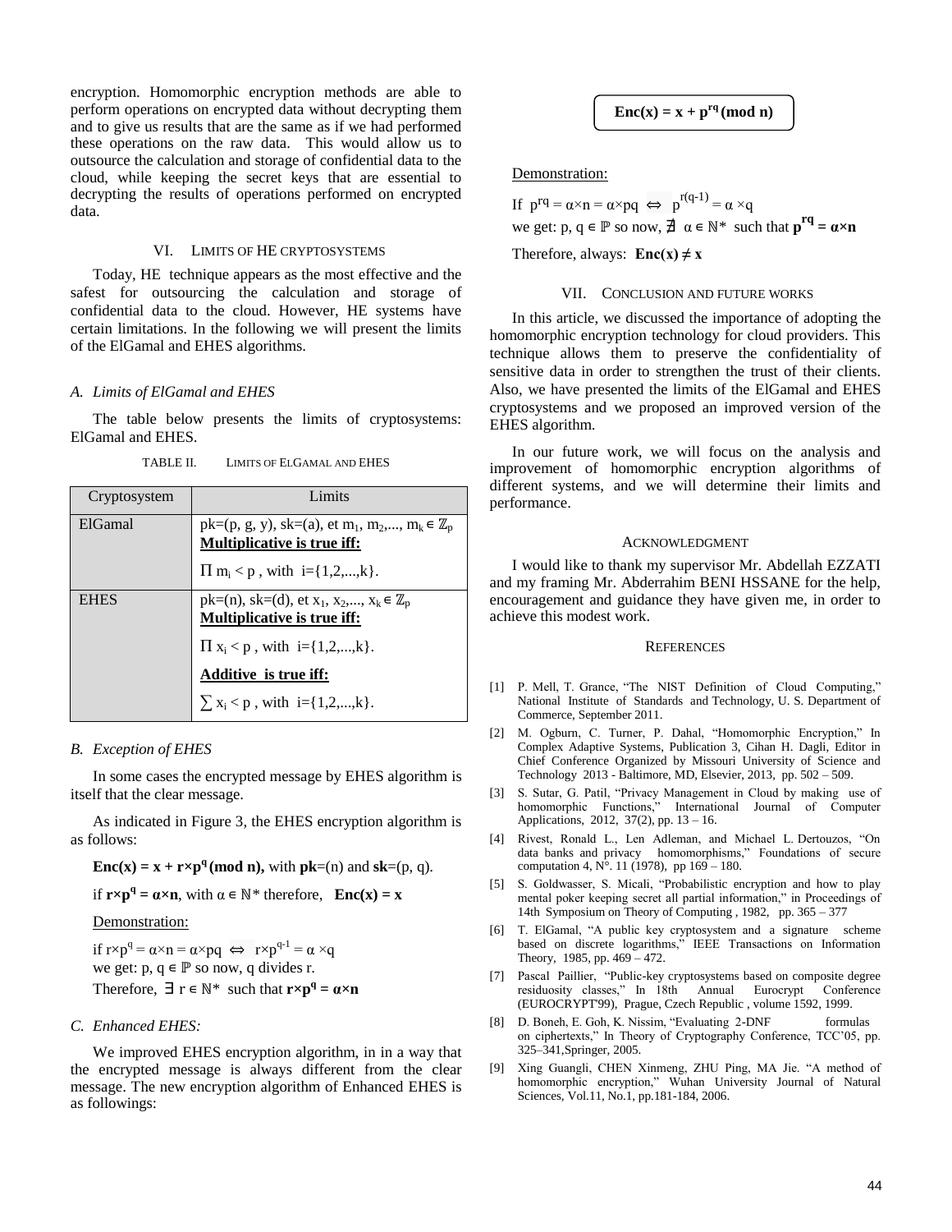encryption. Homomorphic encryption methods are able to perform operations on encrypted data without decrypting them and to give us results that are the same as if we had performed these operations on the raw data. This would allow us to outsource the calculation and storage of confidential data to the cloud, while keeping the secret keys that are essential to decrypting the results of operations performed on encrypted data.

## VI. Limits of HE cryptosystems

Today, HE technique appears as the most effective and the safest for outsourcing the calculation and storage of confidential data to the cloud. However, HE systems have certain limitations. In the following we will present the limits of the ElGamal and EHES algorithms.

### A. *Limits of ElGamal and EHES*

The table below presents the limits of cryptosystems: ElGamal and EHES.

TABLE II. Limits of ElGamal and EHES

| Cryptosystem | Limits |
|---|---|
| ElGamal | pk=(p, g, y), sk=(a), et $m_1, m_2,..., m_k \in \mathbb{Z}_p$ <br> **Multiplicative is true iff:** <br> $\prod m_i < p$ , with i={1,2,...,k}. |
| EHES | pk=(n), sk=(d), et $x_1, x_2,..., x_k \in \mathbb{Z}_p$ <br> **Multiplicative is true iff:** <br> $\prod x_i < p$ , with i={1,2,...,k}. <br> **Additive is true iff:** <br> $\sum x_i < p$ , with i={1,2,...,k}. |

### B. *Exception of EHES*

In some cases the encrypted message by EHES algorithm is itself that the clear message.

As indicated in Figure 3, the EHES encryption algorithm is as follows:

$\mathbf{Enc(x) = x + r \times p^q \ (mod\ n)}$, with **pk**=(n) and **sk**=(p, q).

if $\mathbf{r \times p^q = \alpha \times n}$, with $\alpha \in \mathbb{N}^*$ therefore, $\mathbf{Enc(x) = x}$

Demonstration:

if $r \times p^q = \alpha \times n = \alpha \times pq \Leftrightarrow r \times p^{q-1} = \alpha \times q$
we get: $p, q \in \mathbb{P}$ so now, q divides r.
Therefore, $\exists\ r \in \mathbb{N}^*$ such that $\mathbf{r \times p^q = \alpha \times n}$

### C. *Enhanced EHES:*

We improved EHES encryption algorithm, in in a way that the encrypted message is always different from the clear message. The new encryption algorithm of Enhanced EHES is as followings:

$$\mathbf{Enc(x) = x + p^{rq}\ (mod\ n)}$$

Demonstration:

If $p^{rq} = \alpha \times n = \alpha \times pq \Leftrightarrow p^{r(q-1)} = \alpha \times q$
we get: $p, q \in \mathbb{P}$ so now, $\nexists\ \alpha \in \mathbb{N}^*$ such that $\mathbf{p^{rq} = \alpha \times n}$

Therefore, always: $\mathbf{Enc(x) \neq x}$

## VII. Conclusion and future works

In this article, we discussed the importance of adopting the homomorphic encryption technology for cloud providers. This technique allows them to preserve the confidentiality of sensitive data in order to strengthen the trust of their clients. Also, we have presented the limits of the ElGamal and EHES cryptosystems and we proposed an improved version of the EHES algorithm.

In our future work, we will focus on the analysis and improvement of homomorphic encryption algorithms of different systems, and we will determine their limits and performance.

## Acknowledgment

I would like to thank my supervisor Mr. Abdellah EZZATI and my framing Mr. Abderrahim BENI HSSANE for the help, encouragement and guidance they have given me, in order to achieve this modest work.

## References

[1] P. Mell, T. Grance, "The NIST Definition of Cloud Computing," National Institute of Standards and Technology, U. S. Department of Commerce, September 2011.

[2] M. Ogburn, C. Turner, P. Dahal, "Homomorphic Encryption," In Complex Adaptive Systems, Publication 3, Cihan H. Dagli, Editor in Chief Conference Organized by Missouri University of Science and Technology 2013 - Baltimore, MD, Elsevier, 2013, pp. 502 – 509.

[3] S. Sutar, G. Patil, "Privacy Management in Cloud by making use of homomorphic Functions," International Journal of Computer Applications, 2012, 37(2), pp. 13 – 16.

[4] Rivest, Ronald L., Len Adleman, and Michael L. Dertouzos, "On data banks and privacy homomorphisms," Foundations of secure computation 4, N°. 11 (1978), pp 169 – 180.

[5] S. Goldwasser, S. Micali, "Probabilistic encryption and how to play mental poker keeping secret all partial information," in Proceedings of 14th Symposium on Theory of Computing , 1982, pp. 365 – 377

[6] T. ElGamal, "A public key cryptosystem and a signature scheme based on discrete logarithms," IEEE Transactions on Information Theory, 1985, pp. 469 – 472.

[7] Pascal Paillier, "Public-key cryptosystems based on composite degree residuosity classes," In 18th Annual Eurocrypt Conference (EUROCRYPT'99), Prague, Czech Republic , volume 1592, 1999.

[8] D. Boneh, E. Goh, K. Nissim, "Evaluating 2-DNF formulas on ciphertexts," In Theory of Cryptography Conference, TCC'05, pp. 325–341,Springer, 2005.

[9] Xing Guangli, CHEN Xinmeng, ZHU Ping, MA Jie. "A method of homomorphic encryption," Wuhan University Journal of Natural Sciences, Vol.11, No.1, pp.181-184, 2006.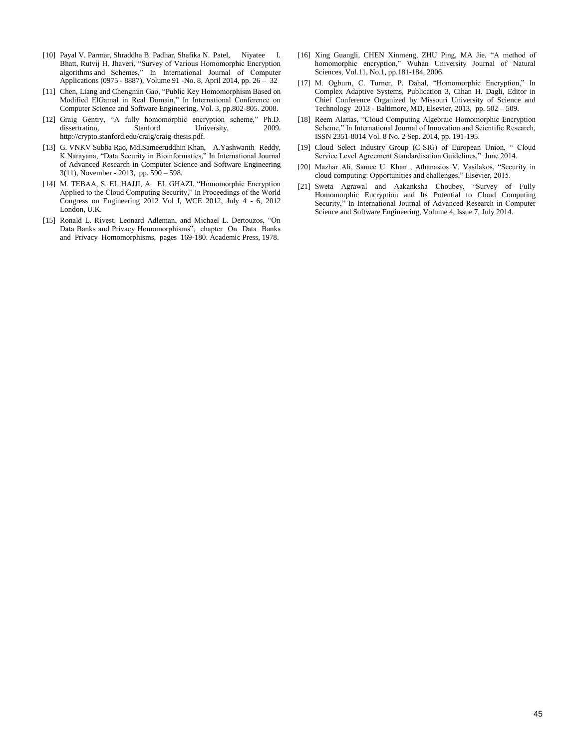[10] Payal V. Parmar, Shraddha B. Padhar, Shafika N. Patel, Niyatee I. Bhatt, Rutvij H. Jhaveri, "Survey of Various Homomorphic Encryption algorithms and Schemes," In International Journal of Computer Applications (0975 - 8887), Volume 91 -No. 8, April 2014, pp. 26 – 32

[11] Chen, Liang and Chengmin Gao, "Public Key Homomorphism Based on Modified ElGamal in Real Domain," In International Conference on Computer Science and Software Engineering, Vol. 3, pp.802-805. 2008.

[12] Graig Gentry, "A fully homomorphic encryption scheme," Ph.D. dissertration, Stanford University, 2009. http://crypto.stanford.edu/craig/craig-thesis.pdf.

[13] G. VNKV Subba Rao, Md.Sameeruddhin Khan, A.Yashwanth Reddy, K.Narayana, "Data Security in Bioinformatics," In International Journal of Advanced Research in Computer Science and Software Engineering 3(11), November - 2013, pp. 590 – 598.

[14] M. TEBAA, S. EL HAJJI, A. EL GHAZI, "Homomorphic Encryption Applied to the Cloud Computing Security," In Proceedings of the World Congress on Engineering 2012 Vol I, WCE 2012, July 4 - 6, 2012 London, U.K.

[15] Ronald L. Rivest, Leonard Adleman, and Michael L. Dertouzos, "On Data Banks and Privacy Homomorphisms", chapter On Data Banks and Privacy Homomorphisms, pages 169-180. Academic Press, 1978.

[16] Xing Guangli, CHEN Xinmeng, ZHU Ping, MA Jie. "A method of homomorphic encryption," Wuhan University Journal of Natural Sciences, Vol.11, No.1, pp.181-184, 2006.

[17] M. Ogburn, C. Turner, P. Dahal, "Homomorphic Encryption," In Complex Adaptive Systems, Publication 3, Cihan H. Dagli, Editor in Chief Conference Organized by Missouri University of Science and Technology 2013 - Baltimore, MD, Elsevier, 2013, pp. 502 – 509.

[18] Reem Alattas, "Cloud Computing Algebraic Homomorphic Encryption Scheme," In International Journal of Innovation and Scientific Research, ISSN 2351-8014 Vol. 8 No. 2 Sep. 2014, pp. 191-195.

[19] Cloud Select Industry Group (C-SIG) of European Union, " Cloud Service Level Agreement Standardisation Guidelines," June 2014.

[20] Mazhar Ali, Samee U. Khan , Athanasios V. Vasilakos, "Security in cloud computing: Opportunities and challenges," Elsevier, 2015.

[21] Sweta Agrawal and Aakanksha Choubey, "Survey of Fully Homomorphic Encryption and Its Potential to Cloud Computing Security," In International Journal of Advanced Research in Computer Science and Software Engineering, Volume 4, Issue 7, July 2014.